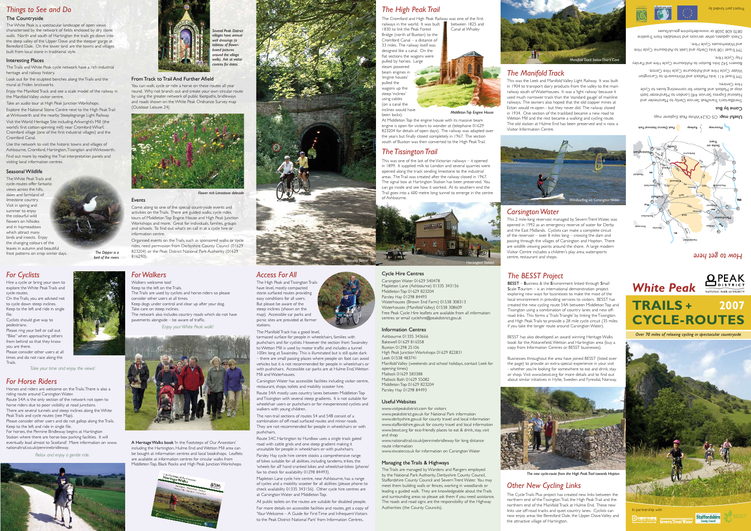# White Peak TRAILS + CYCLE-ROUTES 2007

PEAK DISTRICT NATIONAL PARK AUTHORITY

*Over 70 miles of relaxing cycling in spectacular countryside*

In partnership with

## Things to See and Do

### The Countryside

The White Peak is a spectacular landscape of open views characterised by the network of fields enclosed by dry stone walls. North and south of Hartington the trails go down into the deep valley of the Upper Dove and the steeper gorge at Beresford Dale. On the lower land are the towns and villages built from local stone in traditional style.

### Interesting Places

The Trails and White Peak cycle network have a rich industrial heritage and railway history.

Look out for the sculpted benches along the Trails and the mural at Friden brickworks.

Enjoy the Manifold Track and see a scale model of the railway in the Manifold Valley visitor centre.

Take an audio tour at High Peak Junction Workshops.

Explore the National Stone Centre next to the High Peak Trail at Wirksworth and the nearby Steeplegrange Light Railway.

Visit the World Heritage Site including Arkwright's Mill (the world's first cotton-spinning mill) near Cromford Wharf, Cromford village (one of the first industrial villages) and the Cromford Canal.

Use the network to visit the historic towns and villages of Ashbourne, Cromford, Hartington, Tissington and Wirksworth.

Find out more by reading the Trail interpretation panels and visiting local information centres.

### Seasonal Wildlife

The White Peak Trails and cycle-routes offer fantastic views across the hills, dales and farmland of limestone country. Visit in spring and summer to enjoy the colourful wild flowers on hillsides and in haymeadows which attract many birds and insects. Enjoy the changing colours of the leaves in autumn and beautiful frost patterns on crisp winter days.

*The Dipper is a bird of the rivers*

*Several Peak District villages have annual well dressings (a tableau of flower-based pictures around the village wells). Ask at visitor centres for dates.*

### From Track to Trail And Further Afield

You can walk, cycle or ride a horse on these routes all year round. Why not branch out and create your own circular route by using the greater network of public footpaths, bridleways and roads shown on the White Peak Ordnance Survey map (Outdoor Leisure 24).

*Flower rich Limestone daleside*

### Events

Come along to one of the special countryside events and activities on the Trails. There are guided walks, cycle rides, tours of Middleton Top Engine House and High Peak Junction Workshops and more. Great for individuals, families, groups and schools. To find out what's on call in at a cycle hire or information centre.

Organised events on the Trails, such as sponsored walks or cycle rides, need permission from Derbyshire County Council (01629 823204) or the Peak District National Park Authority (01629 816290).

*Swainsley Tunnel*

## For Cyclists

Hire a cycle or bring your own to explore the White Peak Trails and cycle-routes.

On the Trails, you are advised not to cycle down steep inclines. Keep to the left and ride in single file.

Cyclists should give way to pedestrians.

Please ring your bell or call out "Bike" when approaching others from behind so that they know you are there.

Please consider other users at all times and do not race along the Trails.

*Take your time and enjoy the views!*

## For Horse Riders

Horses and riders are welcome on the Trails. There is also a riding route around Carsington Water.

Route 54A is the only section of the network not open to horse riders due to poor visibility at road junctions.

There are several tunnels and steep inclines along the White Peak Trails and cycle routes (see Map).

Please consider other users and do not gallop along the Trails. Keep to the left and ride in single file.

For horses, the Pennine Bridleway begins at Hartington Station where there are horse-box parking facilities. It will eventually lead almost to Scotland! More information on www.nationaltrail.co.uk/penninebridleway.

*Relax and enjoy a gentle ride.*

## For Walkers

Walkers welcome too!

Keep to the left on the Trails.

The Trails are used by cyclists and horse-riders so please consider other users at all times.

Keep dogs under control and clear up after your dog.

Take care on steep inclines.

The network also includes country roads which do not have pavements alongside – be aware of traffic.

*Enjoy your White Peak walk!*

**A Heritage Walks book** 'In the Footsteps of Our Ancestors' including the Hartington, Hulme End and Wetton Mill area can be bought at information centres and local bookshops. Leaflets are available at information centres for circular walks from Middleton Top, Black Rocks and High Peak Junction Workshops.

## Access For All

The High Peak and Tissington Trails have level, mostly compacted stone surfaced routes providing easy conditions for all users. But please be aware of the steep inclines (shown on the map). Accessible car parks and picnic sites are provided at former stations.

The Manifold Track has a good level, tarmaced surface for people in wheelchairs, families with pushchairs and for cyclists. However the section from Swainsley to Wetton Mill is used by motor traffic and includes a tunnel 100m long at Swainsley. This is illuminated but is still quite dark – there are small passing places where people on foot can avoid vehicles but it is not recommended for people in wheelchairs or with pushchairs. Accessible car parks are at Hulme End, Wetton Mill and Waterhouses.

Carsington Water has accessible facilities including visitor centre, restaurant, shops, toilets and mobility scooter hire.

Route 54A mostly uses country lanes between Middleton Top and Tissington with several steep gradients. It is not suitable for wheelchair users or pushchairs or for inexperienced cyclists and walkers with young children.

The non-trail sections of routes 54 and 54B consist of a combination of off-road surfaced routes and minor roads. They are not recommended for people in wheelchairs or with pushchairs.

Route 54C Hartington to Hurdlow uses a single track gated road with cattle grids and one steep gradient making it unsuitable for people in wheelchairs or with pushchairs.

Parsley Hay cycle hire centre stocks a comprehensive range of bikes suitable for all abilities, including tandems, trikes, the 'wheels for all' hand cranked bikes and wheelchair-bikes (phone/fax to check for availability 01298 84493).

Mapleton Lane cycle hire centre, near Ashbourne, has a range of cycles and a mobility scooter for all abilities (please phone to check availability 01335 343156). Other cycle hire centres are at Carsington Water and Middleton Top.

All public toilets on the routes are suitable for disabled people.

For more details on accessible facilities and routes, get a copy of 'Your Welcome – A Guide for First Time and Infrequent Visitors to the Peak District National Park' from Information Centres.

## The High Peak Trail

The Cromford and High Peak Railway was one of the first railways in the world. It was built between 1825 and 1830 to link the Peak Forest Canal at Whaley Bridge (north of Buxton) to the Cromford Canal – a distance of 33 miles. The railway itself was designed like a canal. On the flat sections the wagons were pulled by horses. Large steam powered beam engines in 'engine houses' pulled the wagons up the steep 'inclines' using cables (on a canal the inclines would have been locks).

*Middleton Top Engine House*

At Middleton Top the engine house with its massive beam engine is open for visitors to wonder at (telephone 01629 823204 for details of open days). The railway was adapted over the years but finally closed completely in 1967. The section south of Buxton was then converted to the High Peak Trail.

## The Tissington Trail

This was one of the last of the Victorian railways – it opened in 1899. It supplied milk to London and several quarries were opened along the track sending limestone to the industrial areas. The Trail was created after the railway closed in 1967. The signal box at Hartington Station has been preserved. You can go inside and see how it worked. At its southern end the Trail goes into a 600 metre long tunnel to emerge in the centre of Ashbourne.

*Hartington Station*

### Cycle Hire Centres

Carsington Water 01629 540478
Mapleton Lane (Ashbourne) 01335 343156
Middleton Top 01629 823204
Parsley Hay 01298 84493
Waterhouses (Brown End Farm) 01538 308313
Waterhouses (Manifold Valley) 01538 308609
Free Peak Cycle Hire leaflets are available from all information centres or email cyclehire@peakdistrict.gov.uk

### Information Centres

Ashbourne 01335 343666
Bakewell 01629 816558
Buxton 01298 25106
High Peak Junction Workshops 01629 822831
Leek 01538 483741
Manifold Valley (weekends and school holidays, contact Leek for opening times)
Matlock 01629 583388
Matlock Bath 01629 55082
Middleton Top 01629 823204
Parsley Hay 01298 84493

### Useful Websites

www.visitpeakdistrict.com for visitors
www.peakdistrict.gov.uk for National Park information
www.derbyshire.gov.uk for county travel and local information
www.staffordshire.gov.uk for county travel and local information
www.besst.org for eco-friendly places to eat & drink, stay, visit and shop
www.nationaltrail.co.uk/penninebridleway for long distance route information
www.stwater.co.uk for information on Carsington Water

### Managing the Trails & Highways

The Trails are managed by Wardens and Rangers employed by the National Park Authority, Derbyshire County Council, Staffordshire County Council and Severn Trent Water. You may meet them building walls or fences, working in woodlands or leading a guided walk. They are knowledgeable about the Trails and surrounding areas so please ask them if you need assistance. The roads and road signs are the responsibility of the Highway Authorities (the County Councils).

## The Manifold Track

*Manifold Track below Thor's Cave*

This was the Leek and Manifold Valley Light Railway. It was built in 1904 to transport dairy products from the valley to the main railway south of Waterhouses. It was a 'light railway' because it used much narrower track than the 'standard gauge' of mainline railways. The owners also hoped that the old copper mines at Ecton would re-open - but they never did. The railway closed in 1934. One section of the trackbed became a new road to Wetton Mill and the rest became a walking and cycling route. The old station at Hulme End has been preserved and is now a Visitor Information Centre.

*Windsurfing on Carsington Water*

## Carsington Water

This 2 mile-long reservoir, managed by Severn Trent Water, was opened in 1992 as an emergency reserve of water for Derby and the East Midlands. Cyclists can make a complete circuit of the reservoir – over 8 miles long – crossing the dam and passing through the villages of Carsington and Hopton. There are wildlife viewing points around the shore. A large modern Visitor Centre includes a children's play area, watersports centre, restaurant and shops.

## The BESST Project

**BESST** – **B**usiness & the **E**nvironment linked through **S**mall **S**cale **T**ourism – is an international demonstration project exploring new ways for businesses to make the most of the local environment in providing services to visitors. BESST has created the new cycling route 54A between Middleton Top and Tissington using a combination of country lanes and new off-road links. This forms a 'Trails Triangle' by linking the Tissington and High Peak Trails to provide a 28 mile cycle circuit (35 miles if you take the longer route around Carsington Water).

BESST has also developed an award winning Heritage Walks book for the Alstonefield, Wetton and Hartington area (buy a copy from Information Centres or BESST businesses).

Businesses throughout the area have joined BESST (listed over the page) to provide an extra-special experience in your visit - whether you're looking for somewhere to eat and drink, stay or shop. Visit www.besst.org for more details and to find out about similar initiatives in Hylte, Sweden and Fyresdal, Norway.

*The new cycle-route from the High Peak Trail towards Hopton*

## Other New Cycling Links

The Cycle Trails Plus project has created new links between the northern end of the Tissington Trail, the High Peak Trail and the northern end of the Manifold Track at Hulme End. These new links use off-road tracks and quiet country lanes. Cyclists can now enjoy areas like Beresford Dale, the Upper Dove Valley and the attractive village of Hartington.

## How to get here

**Useful map:** OS OL24 White Peak Explorer map.

### Come by Bus

TransPeak Service Derby to Manchester and National Express Service 440 London to Manchester both stop at Matlock and Buxton for connecting buses to Cycle Hire Centres.

TM Travel 411 links Matlock and Wirksworth to Carsington Water Cycle Hire and Ashbourne Cycle Hire Centre.

Bowers 442 links Buxton to Ashbourne Cycle Hire and Parsley Hay Cycle Hire.

TM Travel 108 links Derby and Leek to Ashbourne Cycle Hire and Waterhouses Cycle Hire.

Check updates, other services and timetables from Traveline 0870 608 2608 or www.derbyshire.gov.uk/buses

Project part funded by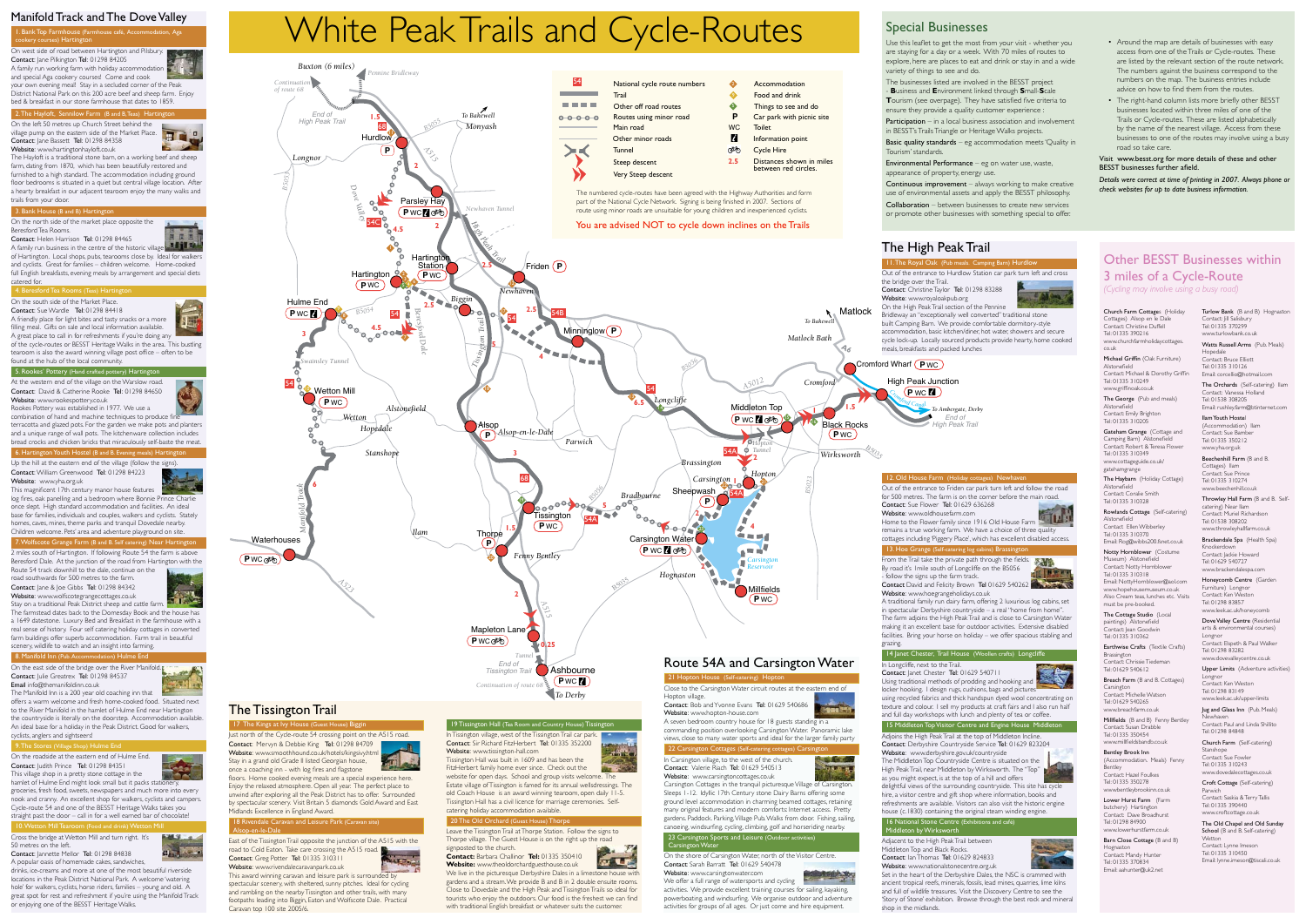# White Peak Trails and Cycle-Routes

## Manifold Track and The Dove Valley

### 1. Bank Top Farmhouse (Farmhouse café, Accommodation, Aga cookery courses) Hartington

On west side of road between Hartington and Pilsbury.
**Contact**: Jane Pilkington **Tel**: 01298 84205

A family run working farm with holiday accommodation and special Aga cookery courses! Come and cook your own evening meal! Stay in a secluded corner of the Peak District National Park on this 200 acre beef and sheep farm. Enjoy bed & breakfast in our stone farmhouse that dates to 1859.

### 2. The Hayloft, Sennilow Farm (B and B, Teas) Hartington

On the left 50 metres up Church Street behind the village pump on the eastern side of the Market Place.
**Contact**: Jane Bassett **Tel**: 01298 84358
**Website**: www.hartingtonhayloft.co.uk

The Hayloft is a traditional stone barn, on a working beef and sheep farm, dating from 1870, which has been beautifully restored and furnished to a high standard. The accommodation including ground floor bedrooms is situated in a quiet but central village location. After a hearty breakfast in our adjacent tearoom enjoy the many walks and trails from your door.

### 3. Bank House (B and B) Hartington

On the north side of the market place opposite the Beresford Tea Rooms.
**Contact**: Helen Harrison **Tel**: 01298 84465

A family run business in the centre of the historic village of Hartington. Local shops, pubs, tearooms close by. Ideal for walkers and cyclists. Great for families – children welcome. Home-cooked full English breakfasts, evening meals by arrangement and special diets catered for.

### 4. Beresford Tea Rooms (Teas) Hartington

On the south side of the Market Place.
**Contact**: Sue Wardle **Tel**: 01298 84418

A friendly place for light bites and tasty snacks or a more filling meal. Gifts on sale and local information available. A great place to call in for refreshments if you're doing any of the cycle-routes or BESST Heritage Walks in the area. This bustling tearoom is also the award winning village post office – often to be found at the hub of the local community.

### 5. Rookes' Pottery (Hand crafted pottery) Hartington

At the western end of the village on the Warslow road.
**Contact**: David & Catherine Rooke **Tel**: 01298 84650
**Website**: www.rookespottery.co.uk

Rookes Pottery was established in 1977. We use a combination of hand and machine techniques to produce fine terracotta and glazed pots. For the garden we make plant pots and a unique range of wall pots. The kitchenware collection includes bread crocks and chicken bricks that miraculously self-baste the meat.

### 6. Hartington Youth Hostel (B and B, Evening meals) Hartington

Up the hill at the eastern end of the village (follow the signs).
**Contact**: William Greenwood **Tel**: 01298 84223
**Website**: www.yha.org.uk

This magnificent 17th century manor house features log fires, oak panelling and a bedroom where Bonnie Prince Charlie once slept. High standard accommodation and facilities. An ideal base for families, individuals and couples, walkers and cyclists. Stately homes, caves, mines, theme parks and tranquil Dovedale nearby. Children welcome. Pets' area and adventure playground on site.

### 7. Wolfscote Grange Farm (B and B, Self catering) Near Hartington

2 miles south of Hartington. If following Route 54 the farm is above Beresford Dale. At the junction of the road from Hartington with the Route 54 track downhill to the dale, continue on the road southwards for 500 metres to the farm.
**Contact**: Jane & Joe Gibbs **Tel**: 01298 84342
**Website**: www.wolfscotegrangecottages.co.uk

Stay on a traditional Peak District sheep and cattle farm. The farmstead dates back to the Domesday Book and the house has a 1649 datestone. Luxury Bed and Breakfast in the farmhouse with a real sense of history. Four self catering holiday cottages in converted farm buildings offer superb accommodation. Farm trail in beautiful scenery, wildlife to watch and an insight into farming.

### 8. Manifold Inn (Pub, Accommodation) Hulme End

On the east side of the bridge over the River Manifold.
**Contact**: Julie Greatrex **Tel**: 01298 84537
**Email**: info@themanifoldinn.co.uk

The Manifold Inn is a 200 year old coaching inn that offers a warm welcome and fresh home-cooked food. Situated next to the River Manifold in the hamlet of Hulme End near Hartington the countryside is literally on the doorstep. Accommodation available. An ideal base for a holiday in the Peak District. Beer garden, cyclists, anglers and sightseers!

### 9. The Stores (Village Shop) Hulme End

On the roadside at the eastern end of Hulme End.
**Contact**: Judith Prince **Tel**: 01298 84351

This village shop in a pretty stone cottage in the hamlet of Hulme End might look small but it packs stationery, groceries, fresh food, sweets, newspapers and much more into every nook and cranny. An excellent shop for walkers, cyclists and campers. Cycle-route 54 and one of the BESST Heritage Walks takes you straight past the door – call in for a well earned bar of chocolate!

### 10. Weston Mill Tearoom (Food and drink) Weston Mill

Cross the bridge at Wetton Mill and turn right. It's 50 metres on the left.
**Contact**: Jannette Mellor **Tel**: 01298 84838

A popular oasis of homemade cakes, sandwiches, drinks, ice-creams and more at one of the most beautiful riverside locations in the Peak District National Park. A welcome 'watering hole' for walkers, cyclists, horse riders, families – young and old. A great spot for rest and refreshment if you're using the Manifold Track or enjoying one of the BESST Heritage Walks.

## The Tissington Trail

### 17 The Kings at Ivy House (Guest House) Biggin

Just north of the Cycle-route 54 crossing point on the A515 road.
**Contact**: Mervyn & Debbie King **Tel**: 01298 84709
**Website**: www.smoothhound.co.uk/hotels/kingsivy.html

Stay in a grand old Grade II listed Georgian house, once a coaching inn - with log fires and flagstone floors. Home cooked evening meals are a special experience here. Enjoy the relaxed atmosphere. Open all year. The perfect place to unwind after exploring all the Peak District has to offer. Surrounded by spectacular scenery. Visit Britain 5 diamonds Gold Award and East Midlands Excellence in England Award.

### 18 Rivendale Caravan and Leisure Park (Caravan site) Alsop-en-le-Dale

East of the Tissington Trail opposite the junction of the A515 with the road to Cold Eaton. Take care crossing the A515 road.
**Contact**: Greg Potter **Tel**: 01335 310311
**Website**: www.rivendalecaravanpark.co.uk

This award winning caravan and leisure park is surrounded by spectacular scenery, with sheltered, sunny pitches. Ideal for cycling and rambling on the nearby Tissington and other trails, with many footpaths leading into Biggin, Eaton and Wolfscote Dale. Practical Caravan top 100 site 2005/6.

### 19 Tissington Hall (Tea Room and Country House) Tissington

In Tissington village, west of the Tissington Trail car park.
**Contact**: Sir Richard FitzHerbert **Tel**: 01335 352200
**Website**: www.tissington-hall.com

Tissington Hall was built in 1609 and has been the FitzHerbert family home ever since. Check out the website for open days. School and group visits welcome. The Estate village of Tissington is famed for its annual wellsdressings. The old Coach House is an award winning tearoom, open daily 11-5. Tissington Hall has a civil licence for marriage ceremonies. Self-catering holiday accommodation available.

### 20 The Old Orchard (Guest House) Thorpe

Leave the Tissington Trail at Thorpe Station. Follow the signs to Thorpe village. The Guest House is on the right up the road signposted to the church.
**Contact**: Barbara Challinor **Tel**: 01335 350410
**Website**: www.theoldorchardguesthouse.co.uk

We live in the picturesque Derbyshire Dales in a limestone house with gardens and a stream. We provide B and B in 2 double ensuite rooms. Close to Dovedale and the High Peak and Tissington Trails so ideal for tourists who enjoy the outdoors. Our food is the freshest we can find with traditional English breakfast or whatever suits the customer.

## Map

Buxton (6 miles)

Pennine Bridleway

Continuation of route 68

End of High Peak Trail

To Bakewell

Monyash

Hurdlow

Longnor

Parsley Hay

Newhaven Tunnel

High Peak Trail

Dove Valley

Hartington Station

Hartington

Friden

Biggin

Newhaven

Hulme End

Beresford Dale

Tissington Trail

Minninglow

Swainsley Tunnel

Wetton Mill

Alstonefield

Wetton

Hopedale

Alsop

Alsop-en-le-Dale

Parwich

Stanshope

Manifold Track

Waterhouses

Tissington

Bradbourne

Ilam

Thorpe

Fenny Bentley

Mapleton Lane

Tunnel

End of Tissington Trail

Ashbourne

Continuation of route 68

To Derby

Matlock

To Bakewell

Matlock Bath

Cromford Wharf

High Peak Junction

Cromford Canal

To Ambergate, Derby

End of High Peak Trail

Cromford

Longcliffe

Middleton Top

Black Rocks

Wirksworth

Hopton Tunnel

Hopton

Brassington

Carsington

Sheepwash

Carsington Water

Carsington Reservoir

Hognaston

Millfields

Map key:

- 54 National cycle route numbers
- Trail
- Other off road routes
- Routes using minor road
- Main road
- Other minor roads
- Tunnel
- Steep descent
- Very Steep descent
- Accommodation
- Food and drink
- Things to see and do
- P Car park with picnic site
- WC Toilet
- Information point
- Cycle Hire
- 2.5 Distances shown in miles between red circles.

The numbered cycle-routes have been agreed with the Highway Authorities and form part of the National Cycle Network. Signing is being finished in 2007. Sections of route using minor roads are unsuitable for young children and inexperienced cyclists.

You are advised NOT to cycle down inclines on the Trails

## Route 54A and Carsington Water

### 21 Hopton House (Self-catering) Hopton

Close to the Carsington Water circuit routes at the eastern end of Hopton village.
**Contact**: Bob and Yvonne Evans **Tel**: 01629 540686
**Website**: www.hopton-house.com

A seven bedroom country house for 18 guests standing in a commanding position overlooking Carsington Water. Panoramic lake views, close to many water sports and ideal for the larger family party.

### 22 Carsington Cottages (Self-catering cottages) Carsington

In Carsington village, to the west of the church.
**Contact**: Valerie Rush **Tel**: 01629 540513
**Website**: www.carsingtoncottages.co.uk

Carsington Cottages in the tranquil picturesque Village of Carsington. Sleeps 1-12. Idyllic 17th Century stone Dairy Barns offering some ground level accommodation in charming beamed cottages, retaining many original features and modern comforts Internet access. Pretty gardens. Paddock. Parking. Village Pub. Walks from door. Fishing, sailing, canoeing, windsurfing, cycling, climbing, golf and horseriding nearby.

### 23 Carsington Sports and Leisure (Outdoor activities) Carsington Water

On the shore of Carsington Water, north of the Visitor Centre.
**Contact**: Sarah Barratt **Tel**: 01629 540478
**Website**: www.carsingtonwater.com

We offer a full range of watersports and cycling activities. We provide excellent training courses for sailing, kayaking, powerboating and windsurfing. We organise outdoor and adventure activities for groups of all ages. Or just come and hire equipment.

## The High Peak Trail

### 11. The Royal Oak (Pub meals, Camping Barn) Hurdlow

Out of the entrance to Hurdlow Station car park turn left and cross the bridge over the Trail.
**Contact**: Christine Taylor **Tel**: 01298 83288
**Website**: www.royaloakhurdlow.co.uk (partially legible: www.royaloakpub.org)

On the High Peak Trail section of the Pennine Bridleway an "exceptionally well converted" traditional stone built Camping Barn. We provide comfortable dormitory-style accommodation, basic kitchen/diner, hot water, showers and secure cycle lock-up. Locally sourced products provide hearty, home cooked meals, breakfasts and packed lunches.

### 12. Old House Farm (Holiday cottages) Newhaven

Out of the entrance to Friden car park turn left and follow the road for 500 metres. The farm is on the corner before the main road.
**Contact**: Sue Flower **Tel**: 01629 636268
**Website**: www.oldhousefarm.com

Home to the Flower family since 1916 Old House Farm remains a true working farm. We have a choice of three quality cottages including 'Piggery Place', which has excellent disabled access.

### 13. Hoe Grange (Self-catering log cabins) Brassington

From the Trail take the private path through the fields. By road it's 1mile south of Longcliffe on the B5056 - follow the signs up the farm track.
**Contact**: David and Felicity Brown **Tel**: 01629 540262
**Website**: www.hoegrangeholidays.co.uk

A traditional family run dairy farm, offering 2 luxurious log cabins, set in spectacular Derbyshire countryside – a real "home from home". The farm adjoins the High Peak Trail and is close to Carsington Water making it an excellent base for outdoor activities. Extensive disabled facilities. Bring your horse on holiday – we offer spacious stabling and grazing.

### 14 Janet Chester, Trail House (Woollen crafts) Longcliffe

In Longcliffe, next to the Trail.
**Contact**: Janet Chester **Tel**: 01629 540711

Using traditional methods of prodding and hooking and locker hooking. I design rugs, cushions, bags and pictures using recycled fabrics and thick handspun dyed wool concentrating on texture and colour. I sell my products at craft fairs and I also run half and full day workshops with lunch and plenty of tea or coffee.

### 15 Middleton Top Visitor Centre and Engine House Middleton

Adjoins the High Peak Trail at the top of Middleton Incline.
**Contact**: Derbyshire Countryside Service **Tel**: 01629 823204
**Website**: www.derbyshire.gov.uk/countryside

The Middleton Top Countryside Centre is situated on the High Peak Trail, near Middleton by Wirksworth. The "Top" as you might expect, is at the top of a hill and offers delightful views of the surrounding countryside. This site has cycle hire, a visitor centre and gift shop where information, books and refreshments are available. Visitors can also visit the historic engine house (c.1830) containing the original steam winding engine.

### 16 National Stone Centre (Exhibitions and café) Middleton by Wirksworth

Adjacent to the High Peak Trail between Middleton Top and Black Rocks.
**Contact**: Ian Thomas **Tel**: 01629 824833
**Website**: www.nationalstonecentre.org.uk

Set in the heart of the Derbyshire Dales, the NSC is crammed with ancient tropical reefs, minerals, fossils, lead mines, quarries, lime kilns and full of wildlife treasures. Visit the Discovery Centre to see the 'Story of Stone' exhibitions. Browse through the best rock and mineral shop in the midlands.

## Special Businesses

Use this leaflet to get the most from your visit - whether you are staying for a day or a week. With 70 miles of routes to explore, here are places to eat and drink or stay in and a wide variety of things to see and do.

The businesses listed are involved in the BESST project - **B**usiness and **E**nvironment linked through **S**mall-**S**cale **T**ourism (see overpage). They have satisfied five criteria to ensure they provide a quality customer experience :

**Participation** – in a local business association and involvement in BESST's Trails Triangle or Heritage Walks projects.

**Basic quality standards** – eg accommodation meets 'Quality in Tourism' standards.

**Environmental Performance** – eg on water use, waste, appearance of property, energy use.

**Continuous improvement** – always working to make creative use of environmental assets and apply the BESST philosophy.

**Collaboration** – between businesses to create new services or promote other businesses with something special to offer.

- Around the map are details of businesses with easy access from one of the Trails or Cycle-routes. These are listed by the relevant section of the route network. The numbers against the business correspond to the numbers on the map. The business entries include advice on how to find them from the routes.
- The right-hand column lists more briefly other BESST businesses located within three miles of one of the Trails or Cycle-routes. These are listed alphabetically by the name of the nearest village. Access from these businesses to one of the routes may involve using a busy road so take care.

**Visit www.besst.org for more details of these and other BESST businesses further afield.**

*Details were correct at time of printing in 2007. Always phone or check websites for up to date business information.*

## Other BESST Businesses within 3 miles of a Cycle-Route

*(Cycling may involve using a busy road)*

**Church Farm Cottages** (Holiday Cottages) Alsop en le Dale
Contact: Christine Duffell
Tel: 01335 390216
www.churchfarmholidaycottages.co.uk

**Michael Griffin** (Oak Furniture) Alstonefield
Contact: Michael & Dorothy Griffin
Tel: 01335 310249
www.griffinoak.co.uk

**The George** (Pub and meals) Alstonefield
Contact: Emily Brighton
Tel: 01335 310205

**Gateham Grange** (Cottage and Camping Barn) Alstonefield
Contact: Robert & Teresa Flower
Tel: 01335 310349
www.cottageguide.co.uk/gatehamgrange

**The Hayburn** (Holiday Cottage) Alstonefield
Contact: Coralie Smith
Tel: 01335 310328

**Rowlands Cottage** (Self-catering) Alstonefield
Contact: Ellen Wibberley
Tel: 01335 310370
Email: Rog@wibbs200.fsnet.co.uk

**Notty Hornblower** (Costume Museum) Alstonefield
Contact: Notty Hornblower
Tel: 01335 310318
Email: NottyHornblower@aol.com
www.hopehousemuseum.co.uk
Also Cream teas, lunches etc. Visits must be pre-booked.

**The Cottage Studio** (Local paintings) Alstonefield
Contact: Jean Goodwin
Tel: 01335 310362

**Earthwise Crafts** (Textile Crafts) Brassington
Contact: Chrissie Tiedeman
Tel: 01629 540612

**Breach Farm** (B and B, Cottages) Carsington
Contact: Michelle Watson
Tel: 01629 540265
www.breachfarm.co.uk

**Millfields** (B and B) Fenny Bentley
Contact: Susan Drabble
Tel: 01335 350454
www.millfieldsbandb.co.uk

**Bentley Brook Inn** (Accommodation, Meals) Fenny Bentley
Contact: Hazel Foulkes
Tel: 01335 350278
www.bentleybrookinn.co.uk

**Lower Hurst Farm** (Farm butchery) Hartington
Contact: Dave Broadhurst
Tel: 01298 84900
www.lowerhurstfarm.co.uk

**Barn Close Cottage** (B and B) Hognaston
Contact: Mandy Hunter
Tel: 01335 370834
Email: aahunter@uk2.net

**Turlow Bank** (B and B) Hognaston
Contact: Jill Salisbury
Tel: 01335 370299
www.turlowbank.co.uk

**Watts Russell Arms** (Pub, Meals) Hopedale
Contact: Bruce Elliott
Tel: 01335 310126
Email: corcelliss@hotmail.com

**The Orchards** (Self-catering) Ilam
Contact: Vanessa Holland
Tel: 01538 308205
Email: rushleyfarm@btinternet.com

**Ilam Youth Hostel** (Accommodation) Ilam
Contact: Sue Bamber
Tel: 01335 350212
www.yha.org.uk

**Beechenhill Farm** (B and B, Cottages) Ilam
Contact: Sue Prince
Tel: 01335 310274
www.beechenhill.co.uk

**Throwley Hall Farm** (B and B, Self-catering) Near Ilam
Contact: Muriel Richardson
Tel: 01538 308202
www.throwleyhallfarm.co.uk

**Brackendale Spa** (Health Spa) Knockerdown
Contact: Jackie Howard
Tel: 01629 540727
www.brackendalespa.com

**Honeycomb Centre** (Garden Furniture) Longnor
Contact: Ken Weston
Tel: 01298 83857
www.leek.uk/honeycomb

**Dove Valley Centre** (Residential arts & environmental courses) Longnor
Contact: Elspeth & Paul Walker
Tel: 01298 83282
www.dovevalleycentre.co.uk

**Upper Limits** (Adventure activities) Longnor
Contact: Ken Weston
Tel: 01298 83149
www.leek.uk/upperlimits

**Jug and Glass Inn** (Pub, Meals) Newhaven
Contact: Paul and Linda Shillito
Tel: 01298 84848

**Church Farm** (Self-catering) Stanshope
Contact: Sue Fowler
Tel: 01335 310243
www.dovedalecottages.co.uk

**Croft Cottage** (Self-catering) Parwich
Contact: Saskia & Terry Tallis
Tel: 01335 390440
www.croftcottage.co.uk

**The Old Chapel and Old Sunday School** (B and B, Self-catering) Wetton
Contact: Lynne Imeson
Tel: 01335 310450
Email: lynne.imeson@tiscali.co.uk